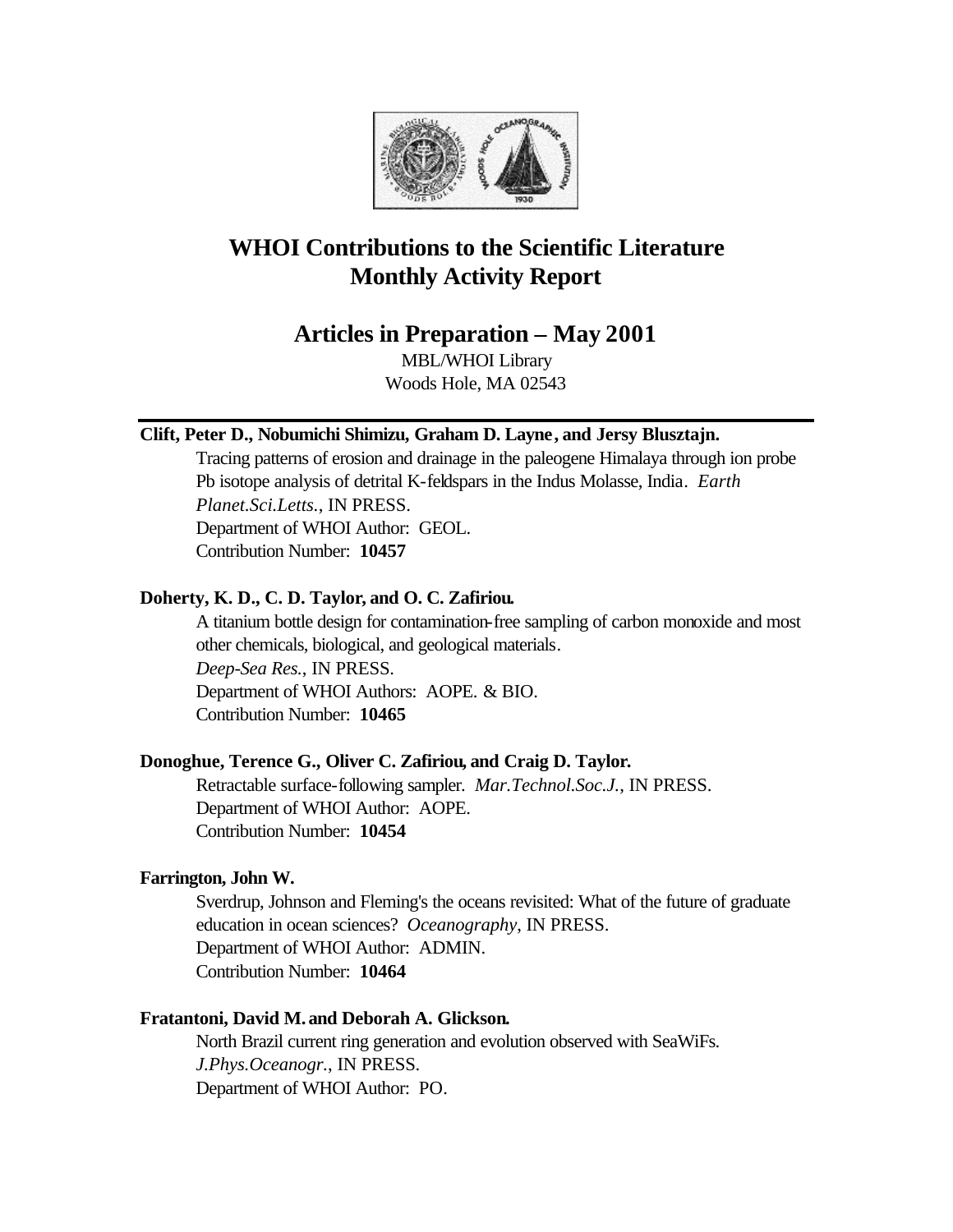# WHOI Contributions to the Scientific Literature Monthly Activity Report

## Articles in Preparation – May 2001

MBL/WHOI Library
Woods Hole, MA 02543

---

**Clift, Peter D., Nobumichi Shimizu, Graham D. Layne, and Jersy Blusztajn.**

Tracing patterns of erosion and drainage in the paleogene Himalaya through ion probe Pb isotope analysis of detrital K-feldspars in the Indus Molasse, India. *Earth Planet.Sci.Letts.*, IN PRESS.
Department of WHOI Author: GEOL.
Contribution Number: **10457**

**Doherty, K. D., C. D. Taylor, and O. C. Zafiriou.**

A titanium bottle design for contamination-free sampling of carbon monoxide and most other chemicals, biological, and geological materials.
*Deep-Sea Res.*, IN PRESS.
Department of WHOI Authors: AOPE. & BIO.
Contribution Number: **10465**

**Donoghue, Terence G., Oliver C. Zafiriou, and Craig D. Taylor.**

Retractable surface-following sampler. *Mar.Technol.Soc.J.*, IN PRESS.
Department of WHOI Author: AOPE.
Contribution Number: **10454**

**Farrington, John W.**

Sverdrup, Johnson and Fleming's the oceans revisited: What of the future of graduate education in ocean sciences? *Oceanography*, IN PRESS.
Department of WHOI Author: ADMIN.
Contribution Number: **10464**

**Fratantoni, David M. and Deborah A. Glickson.**

North Brazil current ring generation and evolution observed with SeaWiFs.
*J.Phys.Oceanogr.*, IN PRESS.
Department of WHOI Author: PO.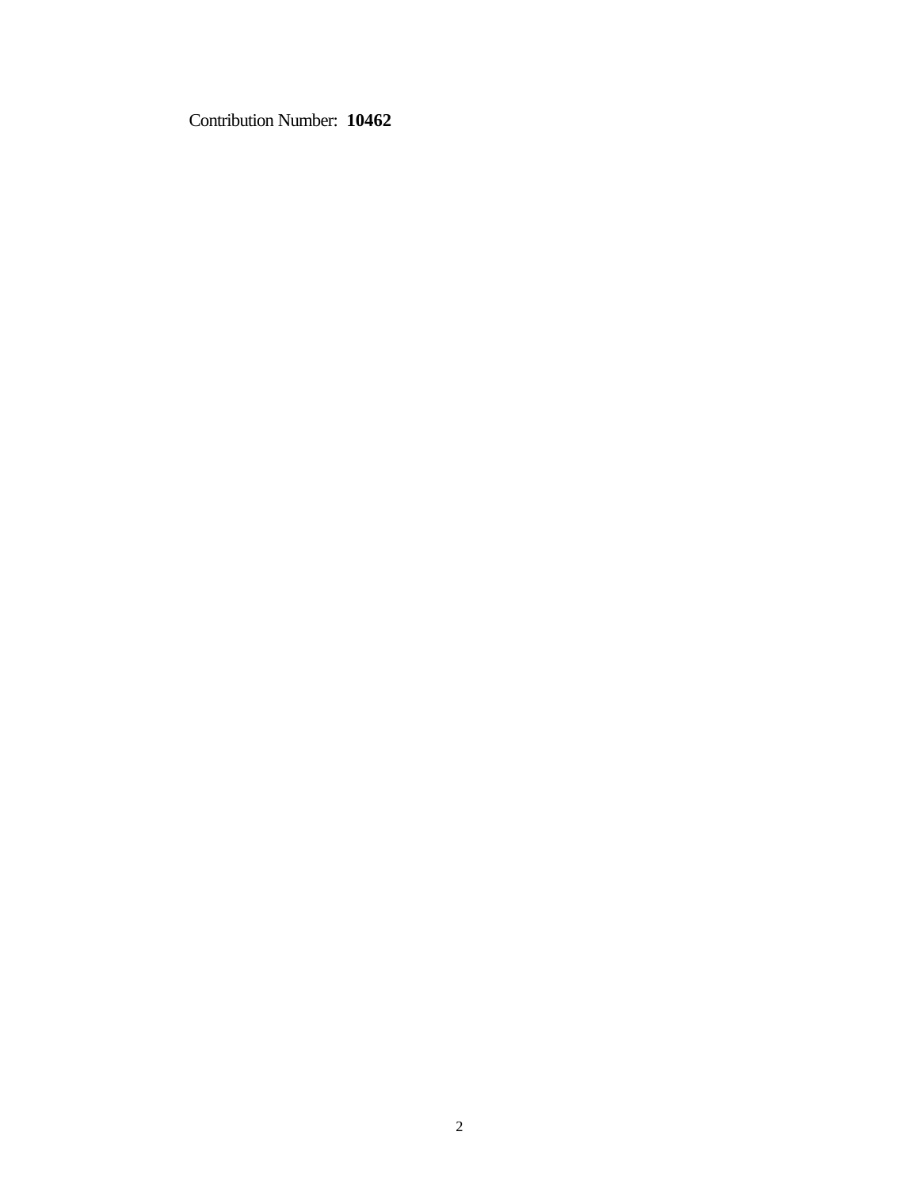Contribution Number: **10462**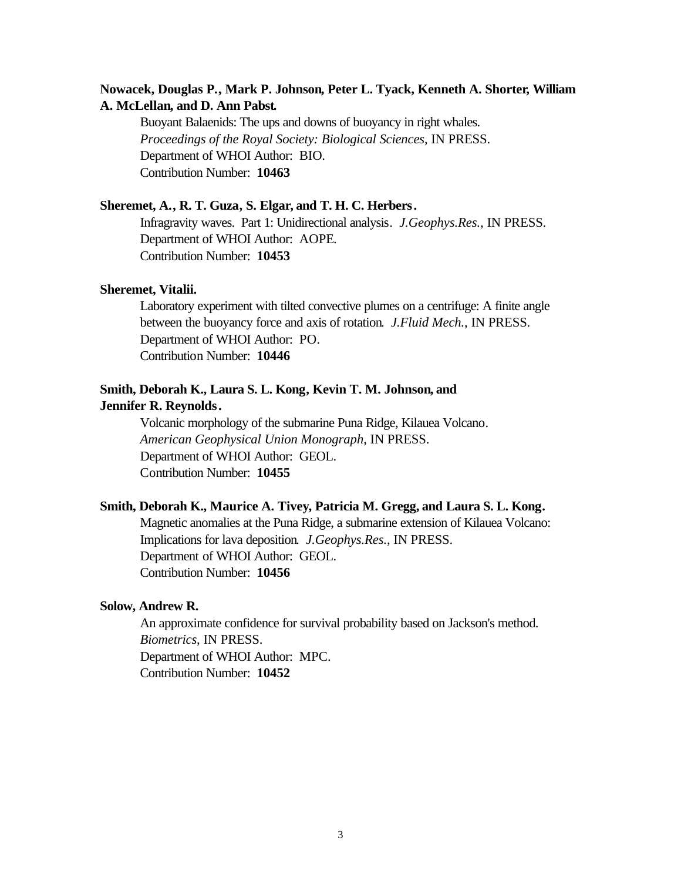**Nowacek, Douglas P., Mark P. Johnson, Peter L. Tyack, Kenneth A. Shorter, William A. McLellan, and D. Ann Pabst.**

Buoyant Balaenids: The ups and downs of buoyancy in right whales.
*Proceedings of the Royal Society: Biological Sciences*, IN PRESS.
Department of WHOI Author: BIO.
Contribution Number: **10463**

**Sheremet, A., R. T. Guza, S. Elgar, and T. H. C. Herbers.**

Infragravity waves. Part 1: Unidirectional analysis. *J.Geophys.Res.*, IN PRESS.
Department of WHOI Author: AOPE.
Contribution Number: **10453**

**Sheremet, Vitalii.**

Laboratory experiment with tilted convective plumes on a centrifuge: A finite angle between the buoyancy force and axis of rotation. *J.Fluid Mech.*, IN PRESS.
Department of WHOI Author: PO.
Contribution Number: **10446**

**Smith, Deborah K., Laura S. L. Kong, Kevin T. M. Johnson, and Jennifer R. Reynolds.**

Volcanic morphology of the submarine Puna Ridge, Kilauea Volcano.
*American Geophysical Union Monograph*, IN PRESS.
Department of WHOI Author: GEOL.
Contribution Number: **10455**

**Smith, Deborah K., Maurice A. Tivey, Patricia M. Gregg, and Laura S. L. Kong.**

Magnetic anomalies at the Puna Ridge, a submarine extension of Kilauea Volcano: Implications for lava deposition. *J.Geophys.Res.*, IN PRESS.
Department of WHOI Author: GEOL.
Contribution Number: **10456**

**Solow, Andrew R.**

An approximate confidence for survival probability based on Jackson's method.
*Biometrics*, IN PRESS.
Department of WHOI Author: MPC.
Contribution Number: **10452**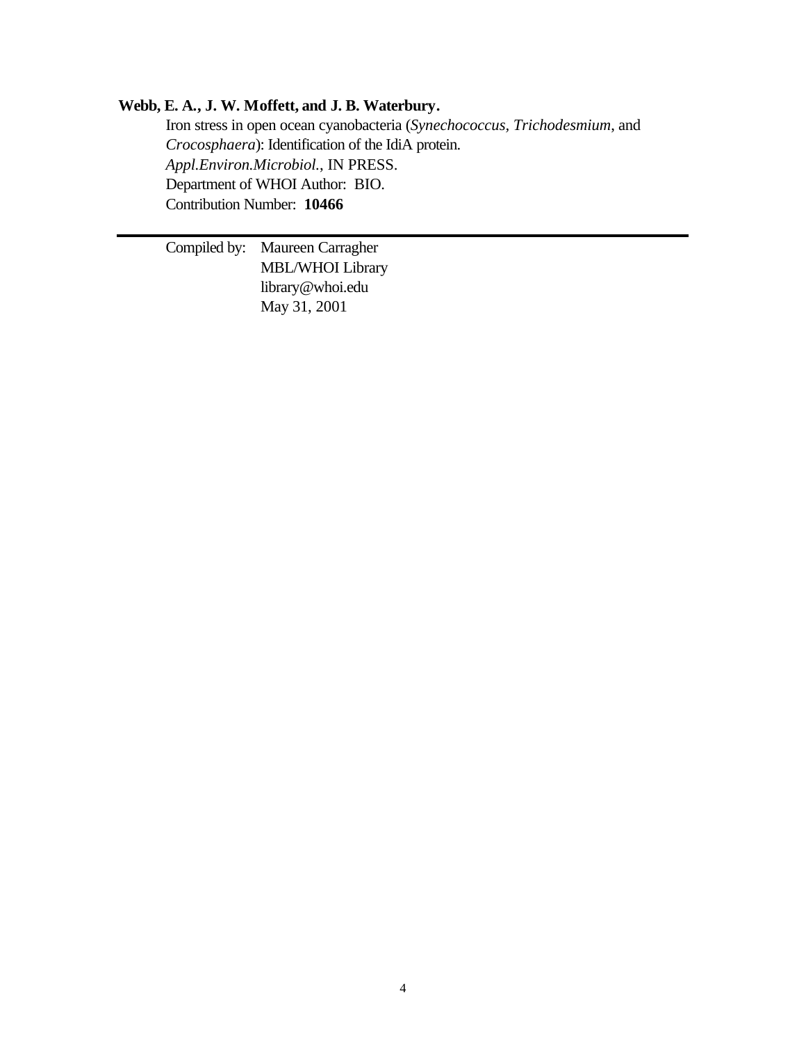**Webb, E. A., J. W. Moffett, and J. B. Waterbury.**

Iron stress in open ocean cyanobacteria (*Synechococcus, Trichodesmium*, and *Crocosphaera*): Identification of the IdiA protein.
*Appl.Environ.Microbiol.*, IN PRESS.
Department of WHOI Author: BIO.
Contribution Number: **10466**

---

Compiled by: Maureen Carragher
MBL/WHOI Library
library@whoi.edu
May 31, 2001